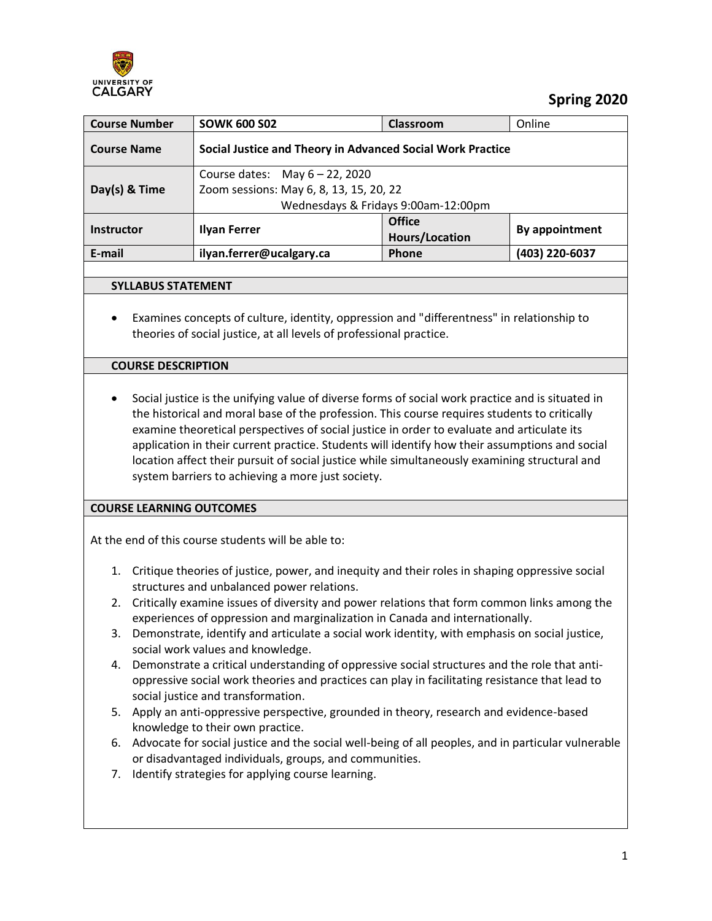UNIVERSITY OF CALGARY

# Spring 2020

| Course Number | SOWK 600 S02 | Classroom | Online |
|---|---|---|---|
| Course Name | Social Justice and Theory in Advanced Social Work Practice | | |
| Day(s) & Time | Course dates: May 6 – 22, 2020<br>Zoom sessions: May 6, 8, 13, 15, 20, 22<br>Wednesdays & Fridays 9:00am-12:00pm | | |
| Instructor | Ilyan Ferrer | Office Hours/Location | By appointment |
| E-mail | ilyan.ferrer@ucalgary.ca | Phone | (403) 220-6037 |

## SYLLABUS STATEMENT

- Examines concepts of culture, identity, oppression and "differentness" in relationship to theories of social justice, at all levels of professional practice.

## COURSE DESCRIPTION

- Social justice is the unifying value of diverse forms of social work practice and is situated in the historical and moral base of the profession. This course requires students to critically examine theoretical perspectives of social justice in order to evaluate and articulate its application in their current practice. Students will identify how their assumptions and social location affect their pursuit of social justice while simultaneously examining structural and system barriers to achieving a more just society.

## COURSE LEARNING OUTCOMES

At the end of this course students will be able to:

1. Critique theories of justice, power, and inequity and their roles in shaping oppressive social structures and unbalanced power relations.
2. Critically examine issues of diversity and power relations that form common links among the experiences of oppression and marginalization in Canada and internationally.
3. Demonstrate, identify and articulate a social work identity, with emphasis on social justice, social work values and knowledge.
4. Demonstrate a critical understanding of oppressive social structures and the role that anti-oppressive social work theories and practices can play in facilitating resistance that lead to social justice and transformation.
5. Apply an anti-oppressive perspective, grounded in theory, research and evidence-based knowledge to their own practice.
6. Advocate for social justice and the social well-being of all peoples, and in particular vulnerable or disadvantaged individuals, groups, and communities.
7. Identify strategies for applying course learning.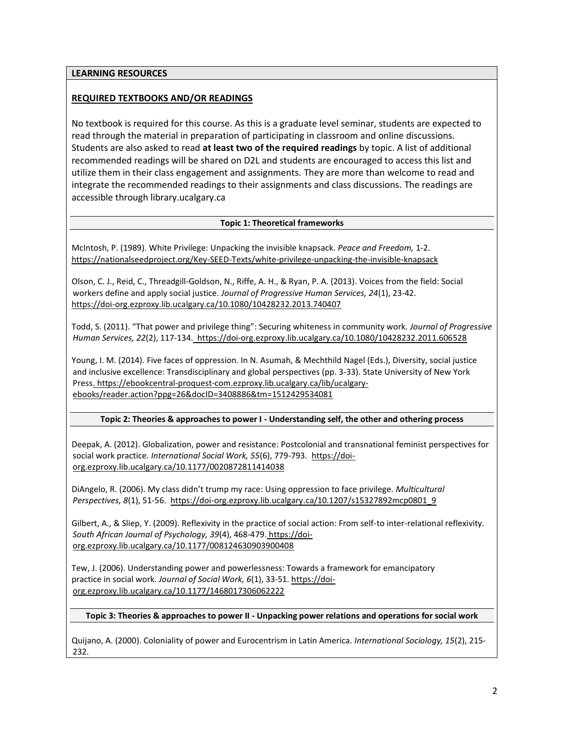## LEARNING RESOURCES

### REQUIRED TEXTBOOKS AND/OR READINGS

No textbook is required for this course. As this is a graduate level seminar, students are expected to read through the material in preparation of participating in classroom and online discussions. Students are also asked to read **at least two of the required readings** by topic. A list of additional recommended readings will be shared on D2L and students are encouraged to access this list and utilize them in their class engagement and assignments. They are more than welcome to read and integrate the recommended readings to their assignments and class discussions. The readings are accessible through library.ucalgary.ca

#### Topic 1: Theoretical frameworks

McIntosh, P. (1989). White Privilege: Unpacking the invisible knapsack. *Peace and Freedom,* 1-2. https://nationalseedproject.org/Key-SEED-Texts/white-privilege-unpacking-the-invisible-knapsack

Olson, C. J., Reid, C., Threadgill-Goldson, N., Riffe, A. H., & Ryan, P. A. (2013). Voices from the field: Social workers define and apply social justice. *Journal of Progressive Human Services, 24*(1), 23-42. https://doi-org.ezproxy.lib.ucalgary.ca/10.1080/10428232.2013.740407

Todd, S. (2011). "That power and privilege thing": Securing whiteness in community work. *Journal of Progressive Human Services, 22*(2), 117-134. https://doi-org.ezproxy.lib.ucalgary.ca/10.1080/10428232.2011.606528

Young, I. M. (2014). Five faces of oppression. In N. Asumah, & Mechthild Nagel (Eds.), Diversity, social justice and inclusive excellence: Transdisciplinary and global perspectives (pp. 3-33). State University of New York Press. https://ebookcentral-proquest-com.ezproxy.lib.ucalgary.ca/lib/ucalgary-ebooks/reader.action?ppg=26&docID=3408886&tm=1512429534081

#### Topic 2: Theories & approaches to power I - Understanding self, the other and othering process

Deepak, A. (2012). Globalization, power and resistance: Postcolonial and transnational feminist perspectives for social work practice. *International Social Work, 55*(6), 779-793. https://doi-org.ezproxy.lib.ucalgary.ca/10.1177/0020872811414038

DiAngelo, R. (2006). My class didn't trump my race: Using oppression to face privilege. *Multicultural Perspectives, 8*(1), 51-56. https://doi-org.ezproxy.lib.ucalgary.ca/10.1207/s15327892mcp0801_9

Gilbert, A., & Sliep, Y. (2009). Reflexivity in the practice of social action: From self-to inter-relational reflexivity. *South African Journal of Psychology, 39*(4), 468-479. https://doi-org.ezproxy.lib.ucalgary.ca/10.1177/008124630903900408

Tew, J. (2006). Understanding power and powerlessness: Towards a framework for emancipatory practice in social work. *Journal of Social Work, 6*(1), 33-51. https://doi-org.ezproxy.lib.ucalgary.ca/10.1177/1468017306062222

#### Topic 3: Theories & approaches to power II - Unpacking power relations and operations for social work

Quijano, A. (2000). Coloniality of power and Eurocentrism in Latin America. *International Sociology, 15*(2), 215-232.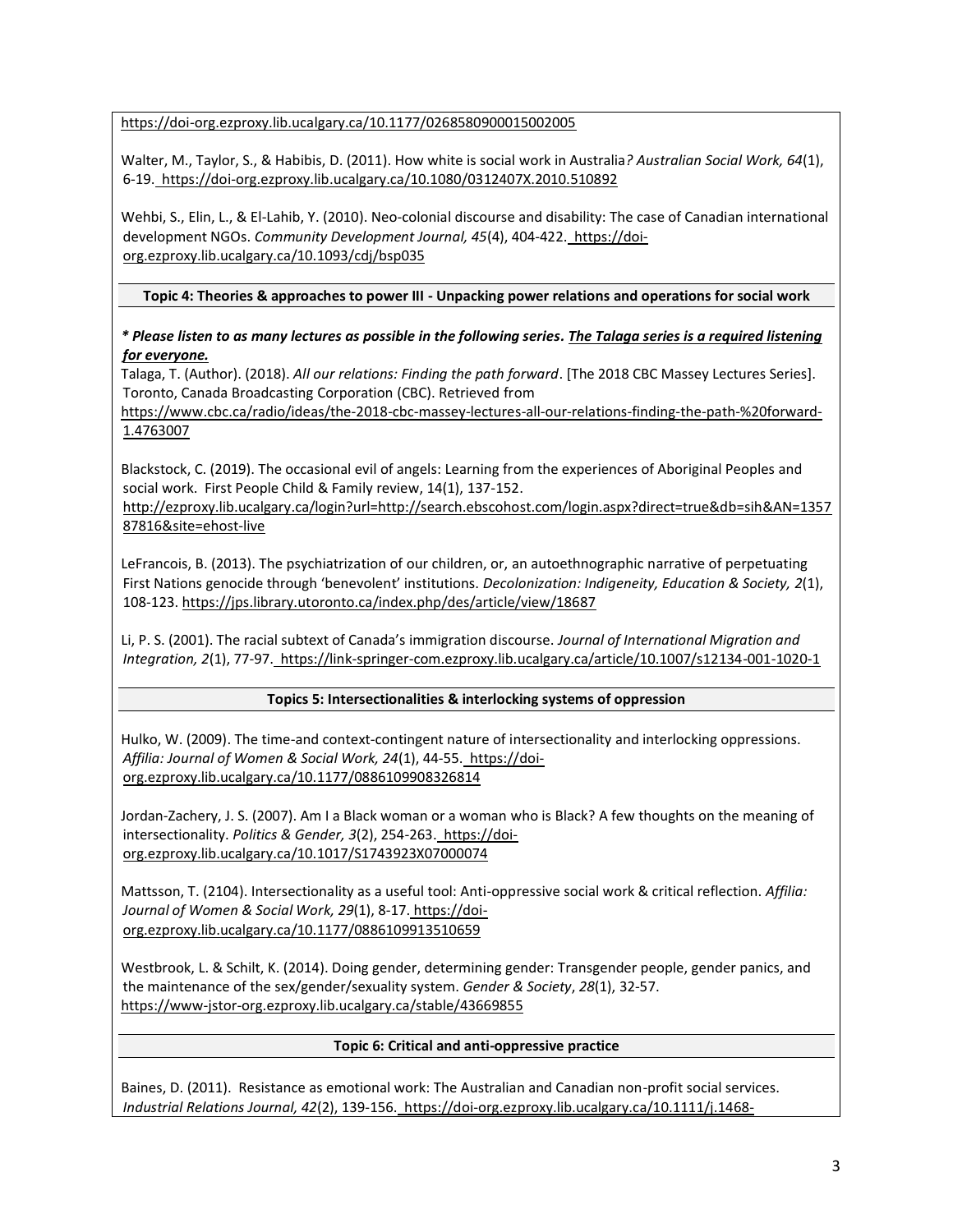https://doi-org.ezproxy.lib.ucalgary.ca/10.1177/0268580900015002005

Walter, M., Taylor, S., & Habibis, D. (2011). How white is social work in Australia*? Australian Social Work, 64*(1), 6-19. https://doi-org.ezproxy.lib.ucalgary.ca/10.1080/0312407X.2010.510892

Wehbi, S., Elin, L., & El-Lahib, Y. (2010). Neo-colonial discourse and disability: The case of Canadian international development NGOs. *Community Development Journal, 45*(4), 404-422. https://doi-org.ezproxy.lib.ucalgary.ca/10.1093/cdj/bsp035

**Topic 4: Theories & approaches to power III - Unpacking power relations and operations for social work**

***\* Please listen to as many lectures as possible in the following series. The Talaga series is a required listening for everyone.***

Talaga, T. (Author). (2018). *All our relations: Finding the path forward*. [The 2018 CBC Massey Lectures Series]. Toronto, Canada Broadcasting Corporation (CBC). Retrieved from https://www.cbc.ca/radio/ideas/the-2018-cbc-massey-lectures-all-our-relations-finding-the-path-%20forward-1.4763007

Blackstock, C. (2019). The occasional evil of angels: Learning from the experiences of Aboriginal Peoples and social work. First People Child & Family review, 14(1), 137-152. http://ezproxy.lib.ucalgary.ca/login?url=http://search.ebscohost.com/login.aspx?direct=true&db=sih&AN=135787816&site=ehost-live

LeFrancois, B. (2013). The psychiatrization of our children, or, an autoethnographic narrative of perpetuating First Nations genocide through 'benevolent' institutions. *Decolonization: Indigeneity, Education & Society, 2*(1), 108-123. https://jps.library.utoronto.ca/index.php/des/article/view/18687

Li, P. S. (2001). The racial subtext of Canada's immigration discourse. *Journal of International Migration and Integration, 2*(1), 77-97. https://link-springer-com.ezproxy.lib.ucalgary.ca/article/10.1007/s12134-001-1020-1

**Topics 5: Intersectionalities & interlocking systems of oppression**

Hulko, W. (2009). The time-and context-contingent nature of intersectionality and interlocking oppressions. *Affilia: Journal of Women & Social Work, 24*(1), 44-55. https://doi-org.ezproxy.lib.ucalgary.ca/10.1177/0886109908326814

Jordan-Zachery, J. S. (2007). Am I a Black woman or a woman who is Black? A few thoughts on the meaning of intersectionality. *Politics & Gender, 3*(2), 254-263. https://doi-org.ezproxy.lib.ucalgary.ca/10.1017/S1743923X07000074

Mattsson, T. (2104). Intersectionality as a useful tool: Anti-oppressive social work & critical reflection. *Affilia: Journal of Women & Social Work, 29*(1), 8-17. https://doi-org.ezproxy.lib.ucalgary.ca/10.1177/0886109913510659

Westbrook, L. & Schilt, K. (2014). Doing gender, determining gender: Transgender people, gender panics, and the maintenance of the sex/gender/sexuality system. *Gender & Society*, *28*(1), 32-57. https://www-jstor-org.ezproxy.lib.ucalgary.ca/stable/43669855

**Topic 6: Critical and anti-oppressive practice**

Baines, D. (2011). Resistance as emotional work: The Australian and Canadian non-profit social services. *Industrial Relations Journal, 42*(2), 139-156. https://doi-org.ezproxy.lib.ucalgary.ca/10.1111/j.1468-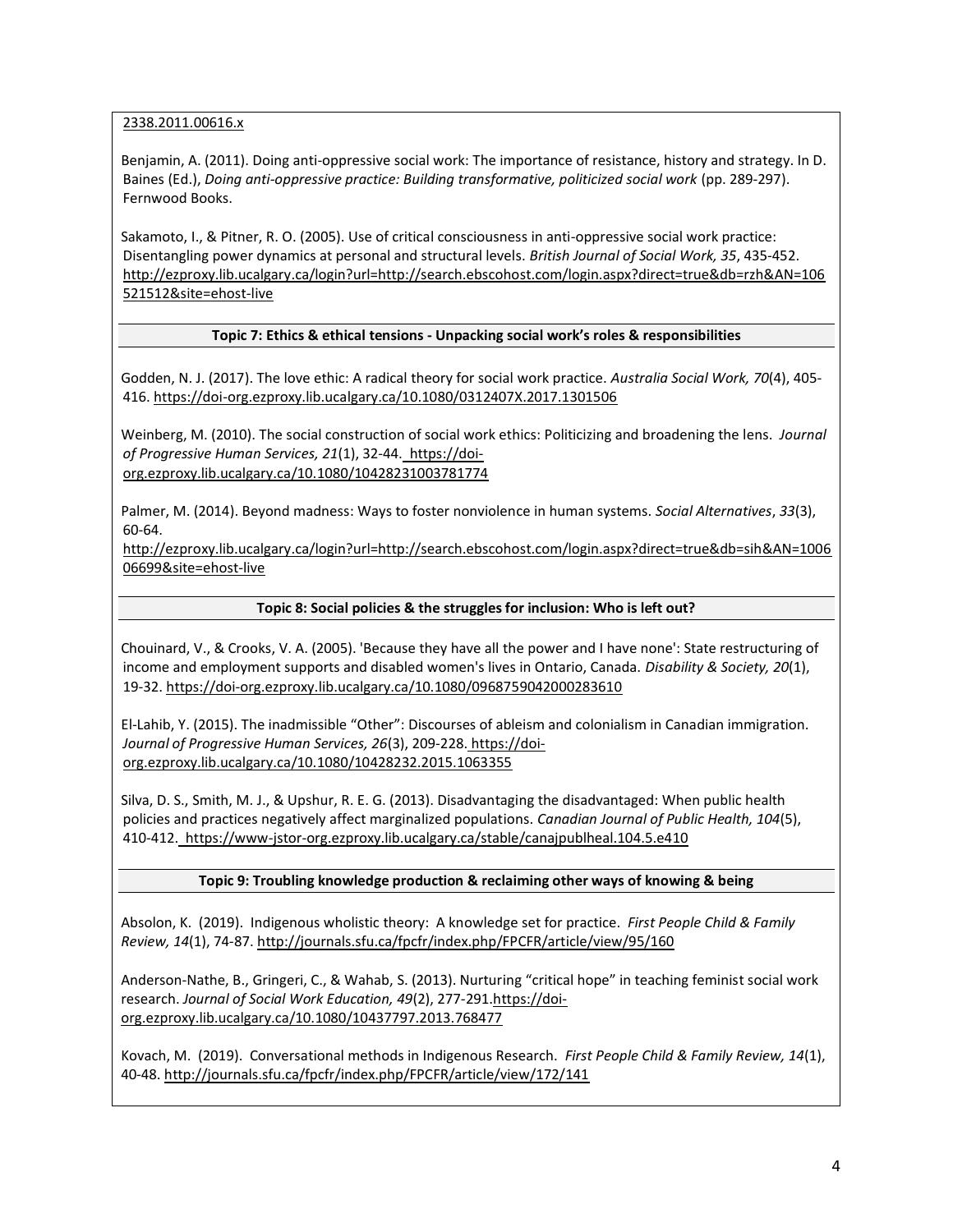2338.2011.00616.x

Benjamin, A. (2011). Doing anti-oppressive social work: The importance of resistance, history and strategy. In D. Baines (Ed.), *Doing anti-oppressive practice: Building transformative, politicized social work* (pp. 289-297). Fernwood Books.

Sakamoto, I., & Pitner, R. O. (2005). Use of critical consciousness in anti-oppressive social work practice: Disentangling power dynamics at personal and structural levels. *British Journal of Social Work, 35*, 435-452. http://ezproxy.lib.ucalgary.ca/login?url=http://search.ebscohost.com/login.aspx?direct=true&db=rzh&AN=106521512&site=ehost-live

**Topic 7: Ethics & ethical tensions - Unpacking social work's roles & responsibilities**

Godden, N. J. (2017). The love ethic: A radical theory for social work practice. *Australia Social Work, 70*(4), 405-416. https://doi-org.ezproxy.lib.ucalgary.ca/10.1080/0312407X.2017.1301506

Weinberg, M. (2010). The social construction of social work ethics: Politicizing and broadening the lens. *Journal of Progressive Human Services, 21*(1), 32-44. https://doi-org.ezproxy.lib.ucalgary.ca/10.1080/10428231003781774

Palmer, M. (2014). Beyond madness: Ways to foster nonviolence in human systems. *Social Alternatives*, *33*(3), 60-64. http://ezproxy.lib.ucalgary.ca/login?url=http://search.ebscohost.com/login.aspx?direct=true&db=sih&AN=100606699&site=ehost-live

**Topic 8: Social policies & the struggles for inclusion: Who is left out?**

Chouinard, V., & Crooks, V. A. (2005). 'Because they have all the power and I have none': State restructuring of income and employment supports and disabled women's lives in Ontario, Canada. *Disability & Society, 20*(1), 19-32. https://doi-org.ezproxy.lib.ucalgary.ca/10.1080/0968759042000283610

El-Lahib, Y. (2015). The inadmissible "Other": Discourses of ableism and colonialism in Canadian immigration. *Journal of Progressive Human Services, 26*(3), 209-228. https://doi-org.ezproxy.lib.ucalgary.ca/10.1080/10428232.2015.1063355

Silva, D. S., Smith, M. J., & Upshur, R. E. G. (2013). Disadvantaging the disadvantaged: When public health policies and practices negatively affect marginalized populations. *Canadian Journal of Public Health, 104*(5), 410-412. https://www-jstor-org.ezproxy.lib.ucalgary.ca/stable/canajpublheal.104.5.e410

**Topic 9: Troubling knowledge production & reclaiming other ways of knowing & being**

Absolon, K. (2019). Indigenous wholistic theory: A knowledge set for practice. *First People Child & Family Review, 14*(1), 74-87. http://journals.sfu.ca/fpcfr/index.php/FPCFR/article/view/95/160

Anderson-Nathe, B., Gringeri, C., & Wahab, S. (2013). Nurturing "critical hope" in teaching feminist social work research. *Journal of Social Work Education, 49*(2), 277-291. https://doi-org.ezproxy.lib.ucalgary.ca/10.1080/10437797.2013.768477

Kovach, M. (2019). Conversational methods in Indigenous Research. *First People Child & Family Review, 14*(1), 40-48. http://journals.sfu.ca/fpcfr/index.php/FPCFR/article/view/172/141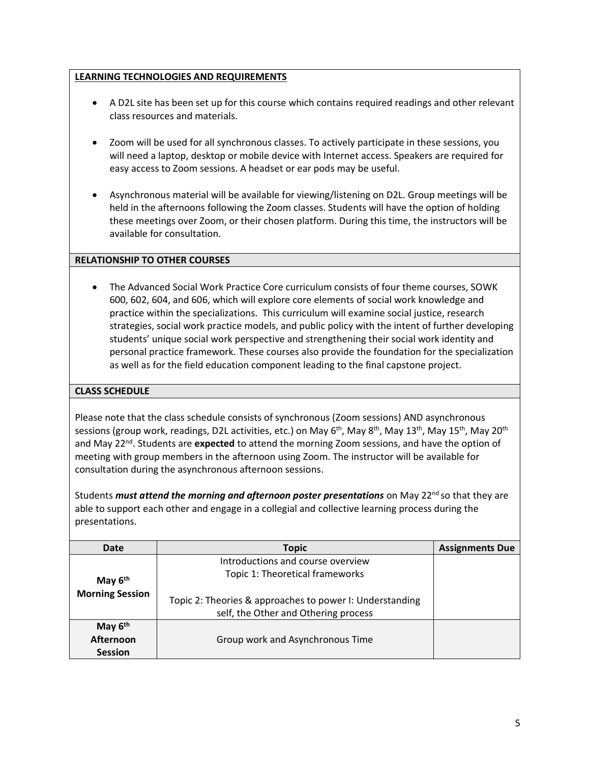## LEARNING TECHNOLOGIES AND REQUIREMENTS

- A D2L site has been set up for this course which contains required readings and other relevant class resources and materials.
- Zoom will be used for all synchronous classes. To actively participate in these sessions, you will need a laptop, desktop or mobile device with Internet access. Speakers are required for easy access to Zoom sessions. A headset or ear pods may be useful.
- Asynchronous material will be available for viewing/listening on D2L. Group meetings will be held in the afternoons following the Zoom classes. Students will have the option of holding these meetings over Zoom, or their chosen platform. During this time, the instructors will be available for consultation.

## RELATIONSHIP TO OTHER COURSES

- The Advanced Social Work Practice Core curriculum consists of four theme courses, SOWK 600, 602, 604, and 606, which will explore core elements of social work knowledge and practice within the specializations. This curriculum will examine social justice, research strategies, social work practice models, and public policy with the intent of further developing students' unique social work perspective and strengthening their social work identity and personal practice framework. These courses also provide the foundation for the specialization as well as for the field education component leading to the final capstone project.

## CLASS SCHEDULE

Please note that the class schedule consists of synchronous (Zoom sessions) AND asynchronous sessions (group work, readings, D2L activities, etc.) on May 6th, May 8th, May 13th, May 15th, May 20th and May 22nd. Students are **expected** to attend the morning Zoom sessions, and have the option of meeting with group members in the afternoon using Zoom. The instructor will be available for consultation during the asynchronous afternoon sessions.

Students ***must attend the morning and afternoon poster presentations*** on May 22nd so that they are able to support each other and engage in a collegial and collective learning process during the presentations.

| Date | Topic | Assignments Due |
|---|---|---|
| **May 6th Morning Session** | Introductions and course overview<br>Topic 1: Theoretical frameworks<br><br>Topic 2: Theories & approaches to power I: Understanding self, the Other and Othering process | |
| **May 6th Afternoon Session** | Group work and Asynchronous Time | |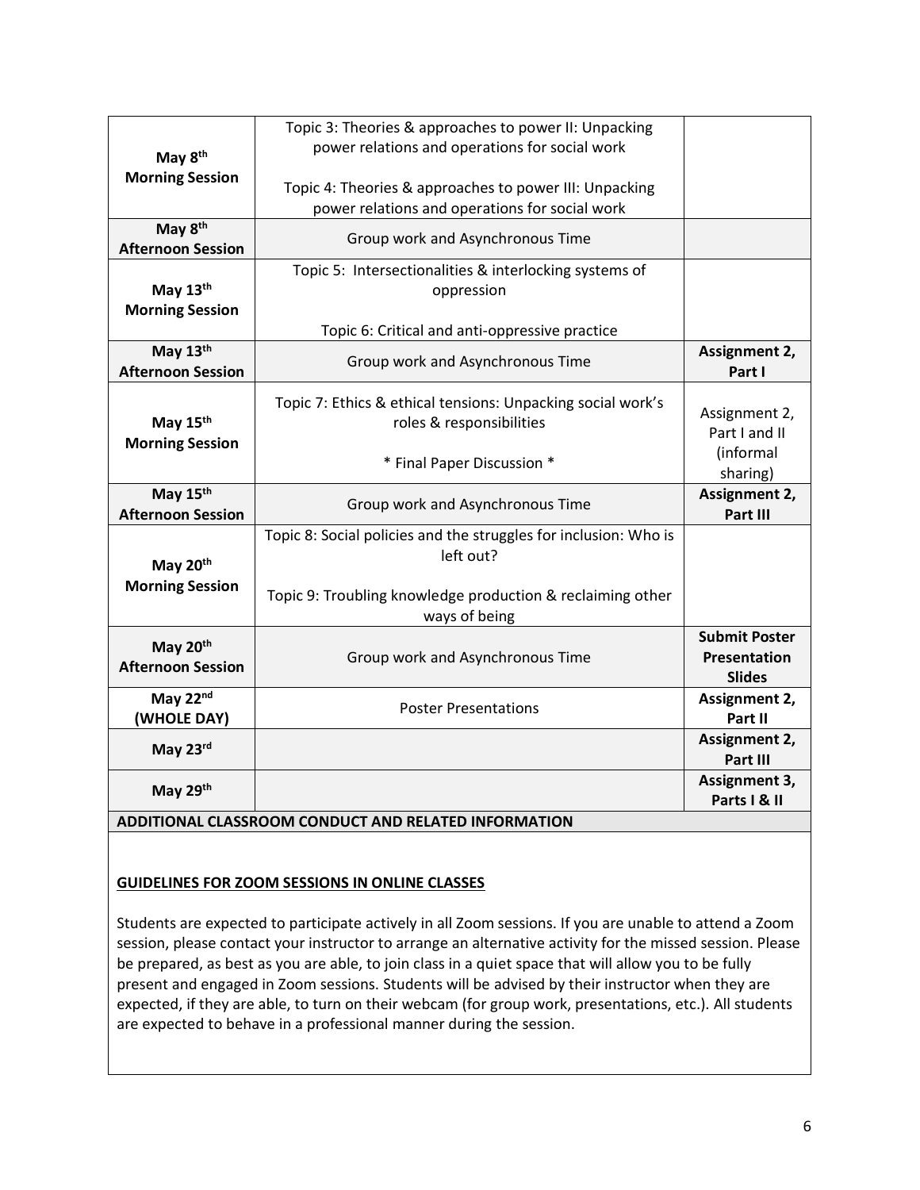| | | |
|---|---|---|
| **May 8th Morning Session** | Topic 3: Theories & approaches to power II: Unpacking power relations and operations for social work<br><br>Topic 4: Theories & approaches to power III: Unpacking power relations and operations for social work | |
| **May 8th Afternoon Session** | Group work and Asynchronous Time | |
| **May 13th Morning Session** | Topic 5: Intersectionalities & interlocking systems of oppression<br><br>Topic 6: Critical and anti-oppressive practice | |
| **May 13th Afternoon Session** | Group work and Asynchronous Time | **Assignment 2, Part I** |
| **May 15th Morning Session** | Topic 7: Ethics & ethical tensions: Unpacking social work's roles & responsibilities<br><br>* Final Paper Discussion * | Assignment 2, Part I and II (informal sharing) |
| **May 15th Afternoon Session** | Group work and Asynchronous Time | **Assignment 2, Part III** |
| **May 20th Morning Session** | Topic 8: Social policies and the struggles for inclusion: Who is left out?<br><br>Topic 9: Troubling knowledge production & reclaiming other ways of being | |
| **May 20th Afternoon Session** | Group work and Asynchronous Time | **Submit Poster Presentation Slides** |
| **May 22nd (WHOLE DAY)** | Poster Presentations | **Assignment 2, Part II** |
| **May 23rd** | | **Assignment 2, Part III** |
| **May 29th** | | **Assignment 3, Parts I & II** |

**ADDITIONAL CLASSROOM CONDUCT AND RELATED INFORMATION**

**GUIDELINES FOR ZOOM SESSIONS IN ONLINE CLASSES**

Students are expected to participate actively in all Zoom sessions. If you are unable to attend a Zoom session, please contact your instructor to arrange an alternative activity for the missed session. Please be prepared, as best as you are able, to join class in a quiet space that will allow you to be fully present and engaged in Zoom sessions. Students will be advised by their instructor when they are expected, if they are able, to turn on their webcam (for group work, presentations, etc.). All students are expected to behave in a professional manner during the session.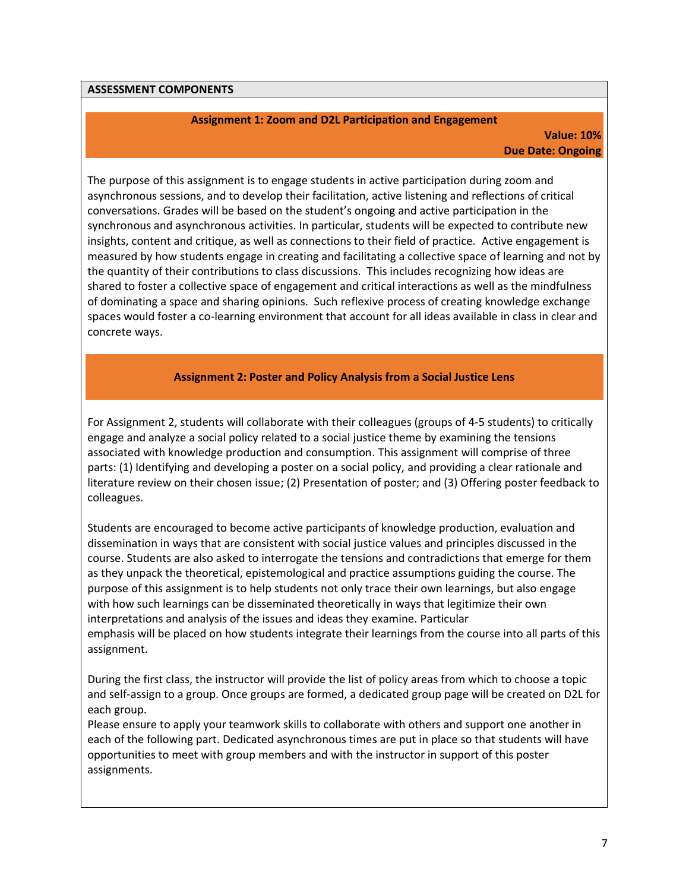**ASSESSMENT COMPONENTS**

### Assignment 1: Zoom and D2L Participation and Engagement

**Value: 10%**
**Due Date: Ongoing**

The purpose of this assignment is to engage students in active participation during zoom and asynchronous sessions, and to develop their facilitation, active listening and reflections of critical conversations. Grades will be based on the student's ongoing and active participation in the synchronous and asynchronous activities. In particular, students will be expected to contribute new insights, content and critique, as well as connections to their field of practice. Active engagement is measured by how students engage in creating and facilitating a collective space of learning and not by the quantity of their contributions to class discussions. This includes recognizing how ideas are shared to foster a collective space of engagement and critical interactions as well as the mindfulness of dominating a space and sharing opinions. Such reflexive process of creating knowledge exchange spaces would foster a co-learning environment that account for all ideas available in class in clear and concrete ways.

### Assignment 2: Poster and Policy Analysis from a Social Justice Lens

For Assignment 2, students will collaborate with their colleagues (groups of 4-5 students) to critically engage and analyze a social policy related to a social justice theme by examining the tensions associated with knowledge production and consumption. This assignment will comprise of three parts: (1) Identifying and developing a poster on a social policy, and providing a clear rationale and literature review on their chosen issue; (2) Presentation of poster; and (3) Offering poster feedback to colleagues.

Students are encouraged to become active participants of knowledge production, evaluation and dissemination in ways that are consistent with social justice values and principles discussed in the course. Students are also asked to interrogate the tensions and contradictions that emerge for them as they unpack the theoretical, epistemological and practice assumptions guiding the course. The purpose of this assignment is to help students not only trace their own learnings, but also engage with how such learnings can be disseminated theoretically in ways that legitimize their own interpretations and analysis of the issues and ideas they examine. Particular emphasis will be placed on how students integrate their learnings from the course into all parts of this assignment.

During the first class, the instructor will provide the list of policy areas from which to choose a topic and self-assign to a group. Once groups are formed, a dedicated group page will be created on D2L for each group.
Please ensure to apply your teamwork skills to collaborate with others and support one another in each of the following part. Dedicated asynchronous times are put in place so that students will have opportunities to meet with group members and with the instructor in support of this poster assignments.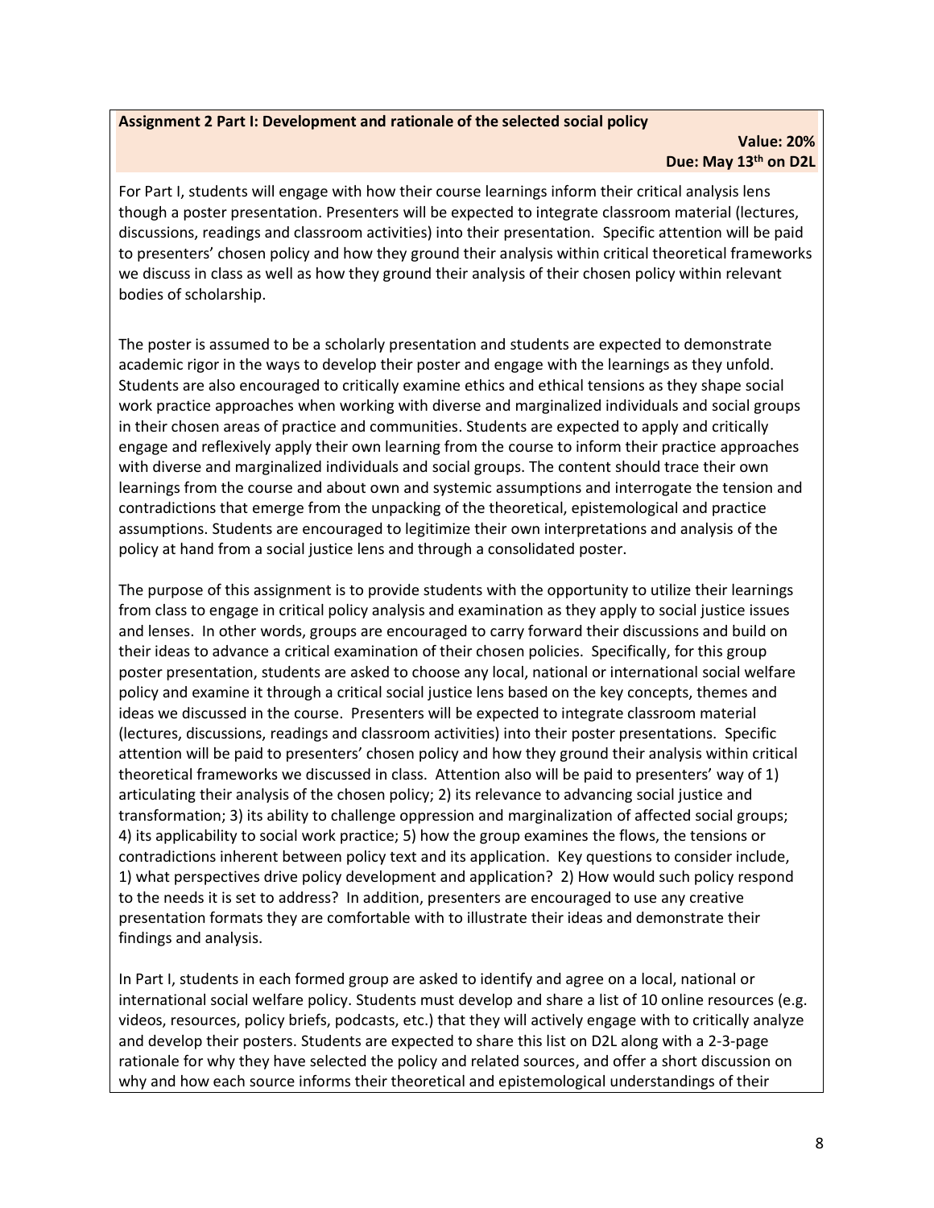**Assignment 2 Part I: Development and rationale of the selected social policy**

**Value: 20%**
**Due: May 13th on D2L**

For Part I, students will engage with how their course learnings inform their critical analysis lens though a poster presentation. Presenters will be expected to integrate classroom material (lectures, discussions, readings and classroom activities) into their presentation. Specific attention will be paid to presenters' chosen policy and how they ground their analysis within critical theoretical frameworks we discuss in class as well as how they ground their analysis of their chosen policy within relevant bodies of scholarship.

The poster is assumed to be a scholarly presentation and students are expected to demonstrate academic rigor in the ways to develop their poster and engage with the learnings as they unfold. Students are also encouraged to critically examine ethics and ethical tensions as they shape social work practice approaches when working with diverse and marginalized individuals and social groups in their chosen areas of practice and communities. Students are expected to apply and critically engage and reflexively apply their own learning from the course to inform their practice approaches with diverse and marginalized individuals and social groups. The content should trace their own learnings from the course and about own and systemic assumptions and interrogate the tension and contradictions that emerge from the unpacking of the theoretical, epistemological and practice assumptions. Students are encouraged to legitimize their own interpretations and analysis of the policy at hand from a social justice lens and through a consolidated poster.

The purpose of this assignment is to provide students with the opportunity to utilize their learnings from class to engage in critical policy analysis and examination as they apply to social justice issues and lenses. In other words, groups are encouraged to carry forward their discussions and build on their ideas to advance a critical examination of their chosen policies. Specifically, for this group poster presentation, students are asked to choose any local, national or international social welfare policy and examine it through a critical social justice lens based on the key concepts, themes and ideas we discussed in the course. Presenters will be expected to integrate classroom material (lectures, discussions, readings and classroom activities) into their poster presentations. Specific attention will be paid to presenters' chosen policy and how they ground their analysis within critical theoretical frameworks we discussed in class. Attention also will be paid to presenters' way of 1) articulating their analysis of the chosen policy; 2) its relevance to advancing social justice and transformation; 3) its ability to challenge oppression and marginalization of affected social groups; 4) its applicability to social work practice; 5) how the group examines the flows, the tensions or contradictions inherent between policy text and its application. Key questions to consider include, 1) what perspectives drive policy development and application? 2) How would such policy respond to the needs it is set to address? In addition, presenters are encouraged to use any creative presentation formats they are comfortable with to illustrate their ideas and demonstrate their findings and analysis.

In Part I, students in each formed group are asked to identify and agree on a local, national or international social welfare policy. Students must develop and share a list of 10 online resources (e.g. videos, resources, policy briefs, podcasts, etc.) that they will actively engage with to critically analyze and develop their posters. Students are expected to share this list on D2L along with a 2-3-page rationale for why they have selected the policy and related sources, and offer a short discussion on why and how each source informs their theoretical and epistemological understandings of their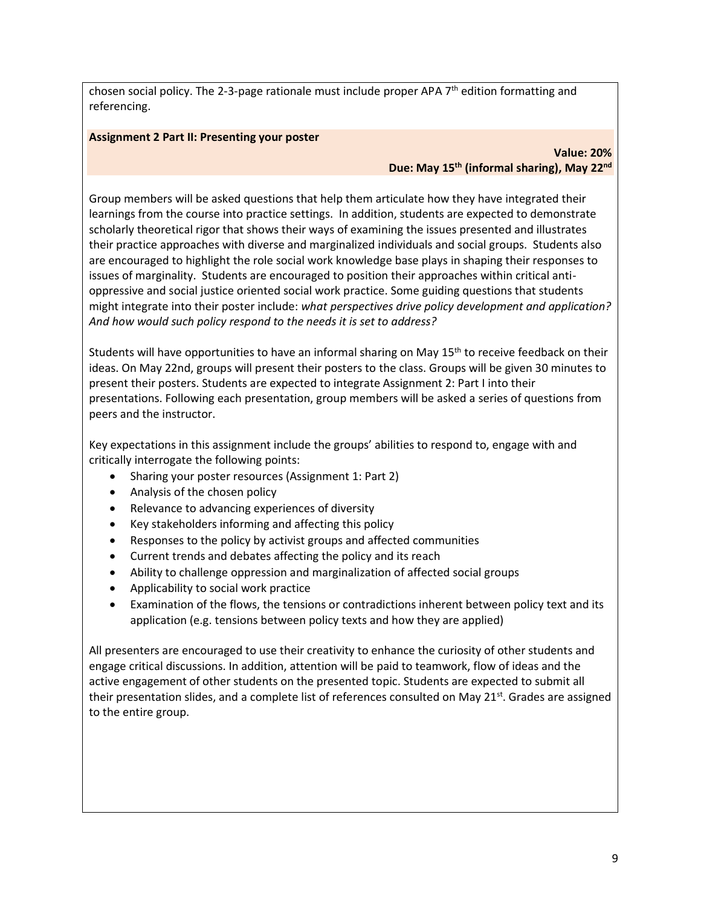chosen social policy. The 2-3-page rationale must include proper APA 7th edition formatting and referencing.

**Assignment 2 Part II: Presenting your poster**

**Value: 20%**
**Due: May 15th (informal sharing), May 22nd**

Group members will be asked questions that help them articulate how they have integrated their learnings from the course into practice settings. In addition, students are expected to demonstrate scholarly theoretical rigor that shows their ways of examining the issues presented and illustrates their practice approaches with diverse and marginalized individuals and social groups. Students also are encouraged to highlight the role social work knowledge base plays in shaping their responses to issues of marginality. Students are encouraged to position their approaches within critical anti-oppressive and social justice oriented social work practice. Some guiding questions that students might integrate into their poster include: *what perspectives drive policy development and application? And how would such policy respond to the needs it is set to address?*

Students will have opportunities to have an informal sharing on May 15th to receive feedback on their ideas. On May 22nd, groups will present their posters to the class. Groups will be given 30 minutes to present their posters. Students are expected to integrate Assignment 2: Part I into their presentations. Following each presentation, group members will be asked a series of questions from peers and the instructor.

Key expectations in this assignment include the groups' abilities to respond to, engage with and critically interrogate the following points:

- Sharing your poster resources (Assignment 1: Part 2)
- Analysis of the chosen policy
- Relevance to advancing experiences of diversity
- Key stakeholders informing and affecting this policy
- Responses to the policy by activist groups and affected communities
- Current trends and debates affecting the policy and its reach
- Ability to challenge oppression and marginalization of affected social groups
- Applicability to social work practice
- Examination of the flows, the tensions or contradictions inherent between policy text and its application (e.g. tensions between policy texts and how they are applied)

All presenters are encouraged to use their creativity to enhance the curiosity of other students and engage critical discussions. In addition, attention will be paid to teamwork, flow of ideas and the active engagement of other students on the presented topic. Students are expected to submit all their presentation slides, and a complete list of references consulted on May 21st. Grades are assigned to the entire group.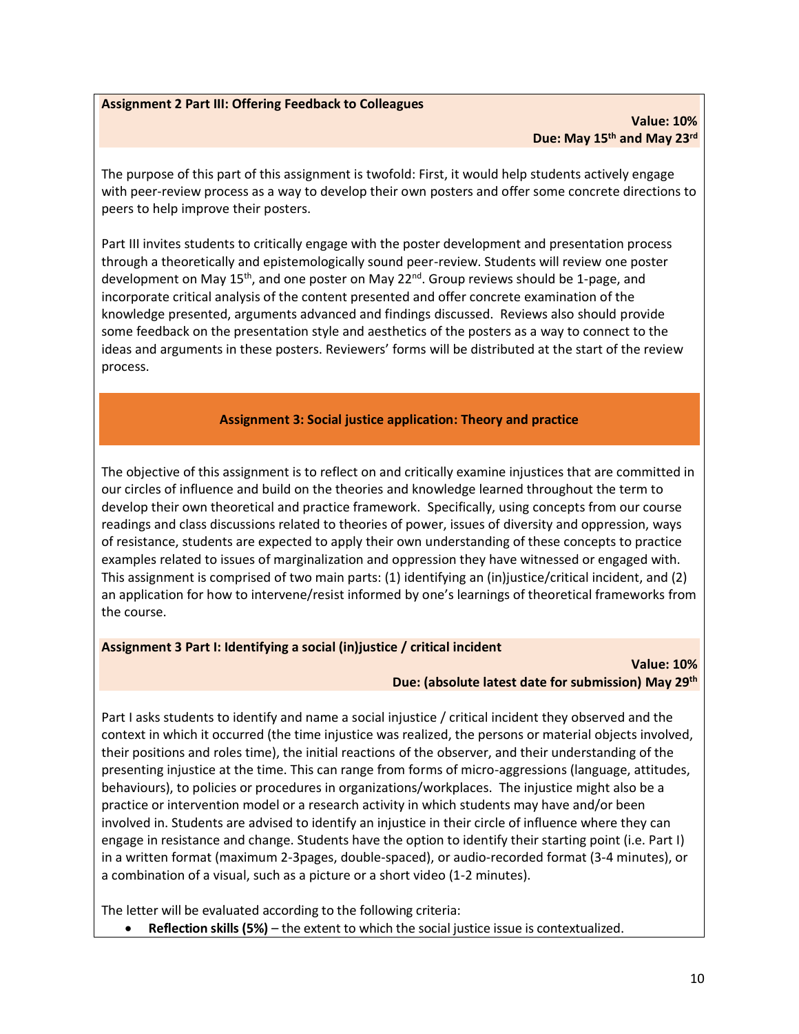**Assignment 2 Part III: Offering Feedback to Colleagues**

**Value: 10%**
**Due: May 15th and May 23rd**

The purpose of this part of this assignment is twofold: First, it would help students actively engage with peer-review process as a way to develop their own posters and offer some concrete directions to peers to help improve their posters.

Part III invites students to critically engage with the poster development and presentation process through a theoretically and epistemologically sound peer-review. Students will review one poster development on May 15th, and one poster on May 22nd. Group reviews should be 1-page, and incorporate critical analysis of the content presented and offer concrete examination of the knowledge presented, arguments advanced and findings discussed. Reviews also should provide some feedback on the presentation style and aesthetics of the posters as a way to connect to the ideas and arguments in these posters. Reviewers' forms will be distributed at the start of the review process.

## Assignment 3: Social justice application: Theory and practice

The objective of this assignment is to reflect on and critically examine injustices that are committed in our circles of influence and build on the theories and knowledge learned throughout the term to develop their own theoretical and practice framework. Specifically, using concepts from our course readings and class discussions related to theories of power, issues of diversity and oppression, ways of resistance, students are expected to apply their own understanding of these concepts to practice examples related to issues of marginalization and oppression they have witnessed or engaged with. This assignment is comprised of two main parts: (1) identifying an (in)justice/critical incident, and (2) an application for how to intervene/resist informed by one's learnings of theoretical frameworks from the course.

**Assignment 3 Part I: Identifying a social (in)justice / critical incident**

**Value: 10%**
**Due: (absolute latest date for submission) May 29th**

Part I asks students to identify and name a social injustice / critical incident they observed and the context in which it occurred (the time injustice was realized, the persons or material objects involved, their positions and roles time), the initial reactions of the observer, and their understanding of the presenting injustice at the time. This can range from forms of micro-aggressions (language, attitudes, behaviours), to policies or procedures in organizations/workplaces. The injustice might also be a practice or intervention model or a research activity in which students may have and/or been involved in. Students are advised to identify an injustice in their circle of influence where they can engage in resistance and change. Students have the option to identify their starting point (i.e. Part I) in a written format (maximum 2-3pages, double-spaced), or audio-recorded format (3-4 minutes), or a combination of a visual, such as a picture or a short video (1-2 minutes).

The letter will be evaluated according to the following criteria:

- **Reflection skills (5%)** – the extent to which the social justice issue is contextualized.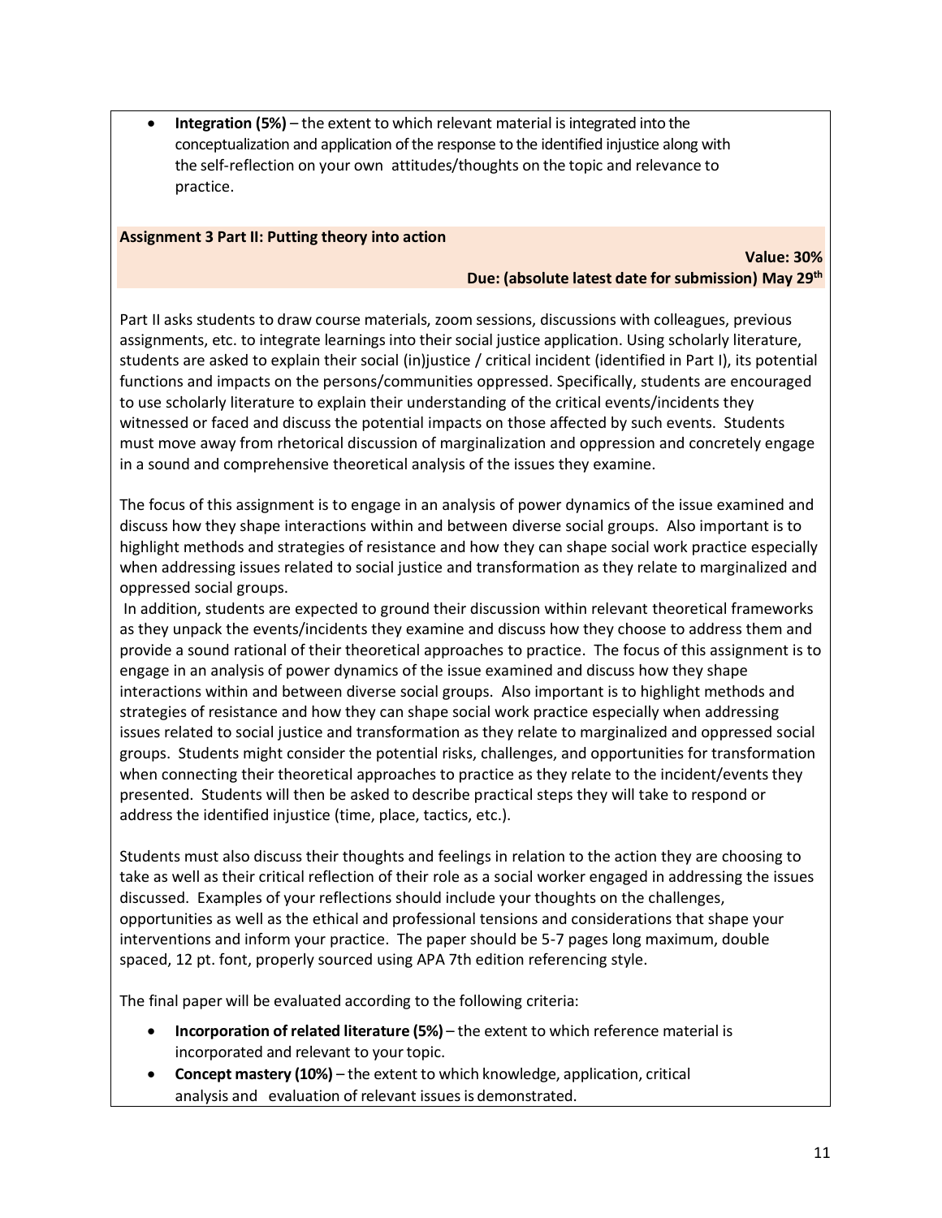- **Integration (5%)** – the extent to which relevant material is integrated into the conceptualization and application of the response to the identified injustice along with the self-reflection on your own attitudes/thoughts on the topic and relevance to practice.

**Assignment 3 Part II: Putting theory into action**

**Value: 30%**
**Due: (absolute latest date for submission) May 29th**

Part II asks students to draw course materials, zoom sessions, discussions with colleagues, previous assignments, etc. to integrate learnings into their social justice application. Using scholarly literature, students are asked to explain their social (in)justice / critical incident (identified in Part I), its potential functions and impacts on the persons/communities oppressed. Specifically, students are encouraged to use scholarly literature to explain their understanding of the critical events/incidents they witnessed or faced and discuss the potential impacts on those affected by such events. Students must move away from rhetorical discussion of marginalization and oppression and concretely engage in a sound and comprehensive theoretical analysis of the issues they examine.

The focus of this assignment is to engage in an analysis of power dynamics of the issue examined and discuss how they shape interactions within and between diverse social groups. Also important is to highlight methods and strategies of resistance and how they can shape social work practice especially when addressing issues related to social justice and transformation as they relate to marginalized and oppressed social groups.

In addition, students are expected to ground their discussion within relevant theoretical frameworks as they unpack the events/incidents they examine and discuss how they choose to address them and provide a sound rational of their theoretical approaches to practice. The focus of this assignment is to engage in an analysis of power dynamics of the issue examined and discuss how they shape interactions within and between diverse social groups. Also important is to highlight methods and strategies of resistance and how they can shape social work practice especially when addressing issues related to social justice and transformation as they relate to marginalized and oppressed social groups. Students might consider the potential risks, challenges, and opportunities for transformation when connecting their theoretical approaches to practice as they relate to the incident/events they presented. Students will then be asked to describe practical steps they will take to respond or address the identified injustice (time, place, tactics, etc.).

Students must also discuss their thoughts and feelings in relation to the action they are choosing to take as well as their critical reflection of their role as a social worker engaged in addressing the issues discussed. Examples of your reflections should include your thoughts on the challenges, opportunities as well as the ethical and professional tensions and considerations that shape your interventions and inform your practice. The paper should be 5-7 pages long maximum, double spaced, 12 pt. font, properly sourced using APA 7th edition referencing style.

The final paper will be evaluated according to the following criteria:

- **Incorporation of related literature (5%)** – the extent to which reference material is incorporated and relevant to your topic.
- **Concept mastery (10%)** – the extent to which knowledge, application, critical analysis and evaluation of relevant issues is demonstrated.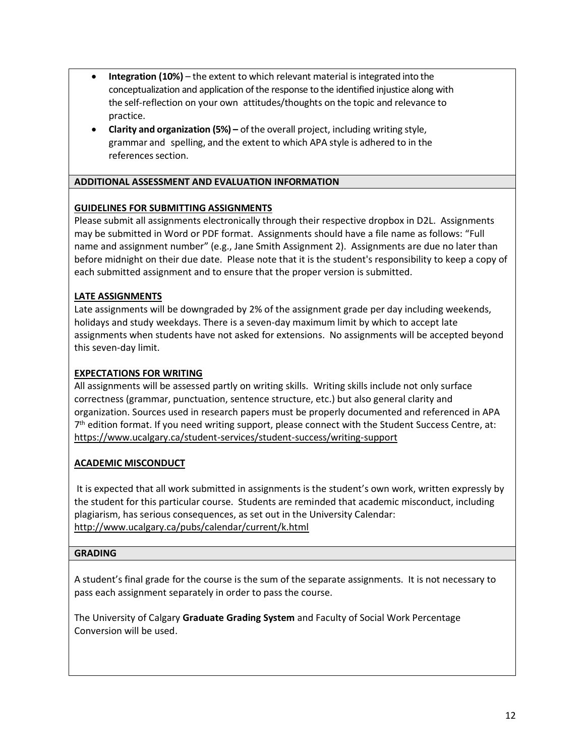- **Integration (10%)** – the extent to which relevant material is integrated into the conceptualization and application of the response to the identified injustice along with the self-reflection on your own attitudes/thoughts on the topic and relevance to practice.
- **Clarity and organization (5%) –** of the overall project, including writing style, grammar and spelling, and the extent to which APA style is adhered to in the references section.

## ADDITIONAL ASSESSMENT AND EVALUATION INFORMATION

### GUIDELINES FOR SUBMITTING ASSIGNMENTS

Please submit all assignments electronically through their respective dropbox in D2L. Assignments may be submitted in Word or PDF format. Assignments should have a file name as follows: "Full name and assignment number" (e.g., Jane Smith Assignment 2). Assignments are due no later than before midnight on their due date. Please note that it is the student's responsibility to keep a copy of each submitted assignment and to ensure that the proper version is submitted.

### LATE ASSIGNMENTS

Late assignments will be downgraded by 2% of the assignment grade per day including weekends, holidays and study weekdays. There is a seven-day maximum limit by which to accept late assignments when students have not asked for extensions. No assignments will be accepted beyond this seven-day limit.

### EXPECTATIONS FOR WRITING

All assignments will be assessed partly on writing skills. Writing skills include not only surface correctness (grammar, punctuation, sentence structure, etc.) but also general clarity and organization. Sources used in research papers must be properly documented and referenced in APA 7th edition format. If you need writing support, please connect with the Student Success Centre, at: https://www.ucalgary.ca/student-services/student-success/writing-support

### ACADEMIC MISCONDUCT

It is expected that all work submitted in assignments is the student's own work, written expressly by the student for this particular course. Students are reminded that academic misconduct, including plagiarism, has serious consequences, as set out in the University Calendar: http://www.ucalgary.ca/pubs/calendar/current/k.html

## GRADING

A student's final grade for the course is the sum of the separate assignments. It is not necessary to pass each assignment separately in order to pass the course.

The University of Calgary **Graduate Grading System** and Faculty of Social Work Percentage Conversion will be used.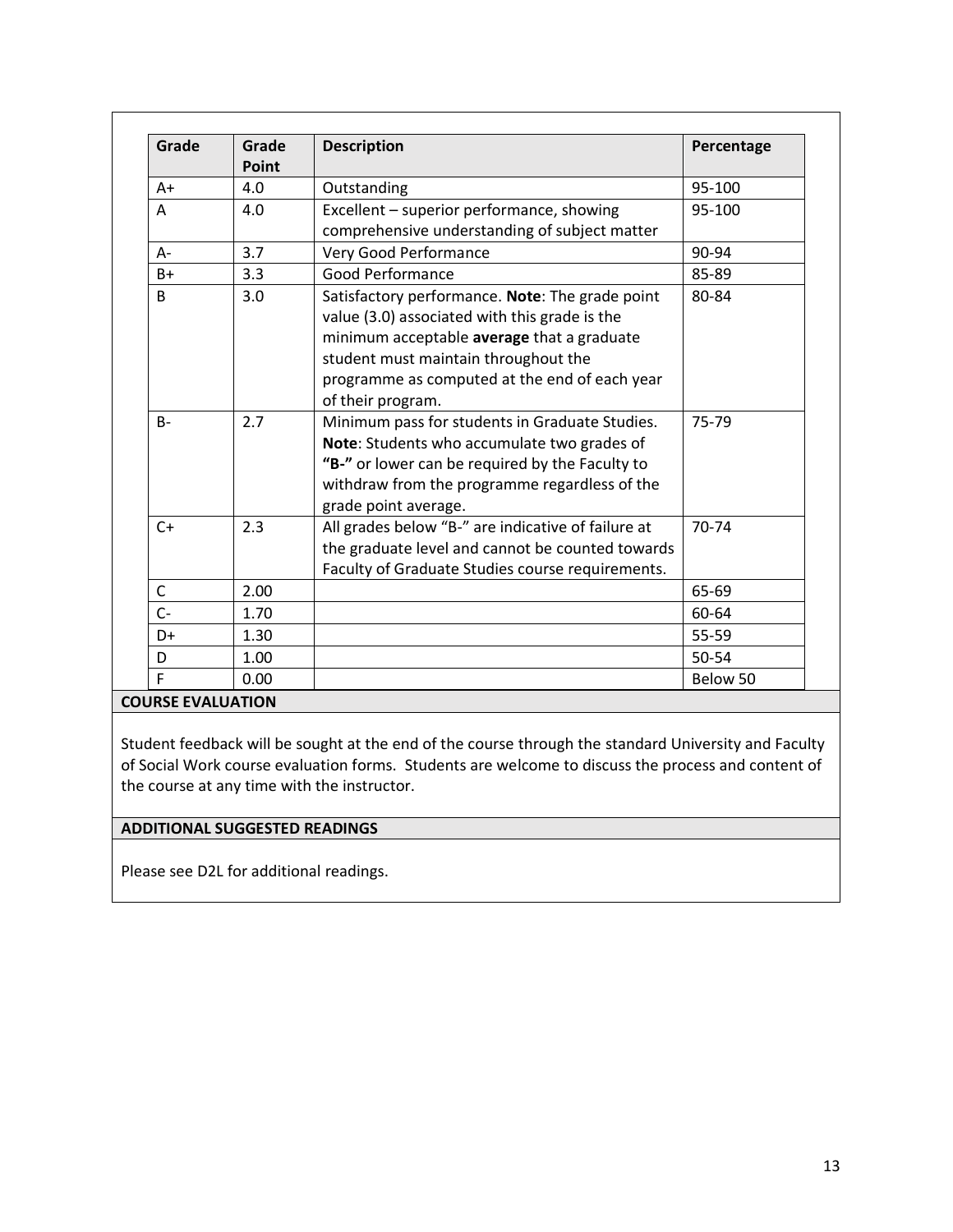| Grade | Grade Point | Description | Percentage |
|---|---|---|---|
| A+ | 4.0 | Outstanding | 95-100 |
| A | 4.0 | Excellent – superior performance, showing comprehensive understanding of subject matter | 95-100 |
| A- | 3.7 | Very Good Performance | 90-94 |
| B+ | 3.3 | Good Performance | 85-89 |
| B | 3.0 | Satisfactory performance. **Note**: The grade point value (3.0) associated with this grade is the minimum acceptable **average** that a graduate student must maintain throughout the programme as computed at the end of each year of their program. | 80-84 |
| B- | 2.7 | Minimum pass for students in Graduate Studies. **Note**: Students who accumulate two grades of **"B-"** or lower can be required by the Faculty to withdraw from the programme regardless of the grade point average. | 75-79 |
| C+ | 2.3 | All grades below "B-" are indicative of failure at the graduate level and cannot be counted towards Faculty of Graduate Studies course requirements. | 70-74 |
| C | 2.00 | | 65-69 |
| C- | 1.70 | | 60-64 |
| D+ | 1.30 | | 55-59 |
| D | 1.00 | | 50-54 |
| F | 0.00 | | Below 50 |

## COURSE EVALUATION

Student feedback will be sought at the end of the course through the standard University and Faculty of Social Work course evaluation forms. Students are welcome to discuss the process and content of the course at any time with the instructor.

## ADDITIONAL SUGGESTED READINGS

Please see D2L for additional readings.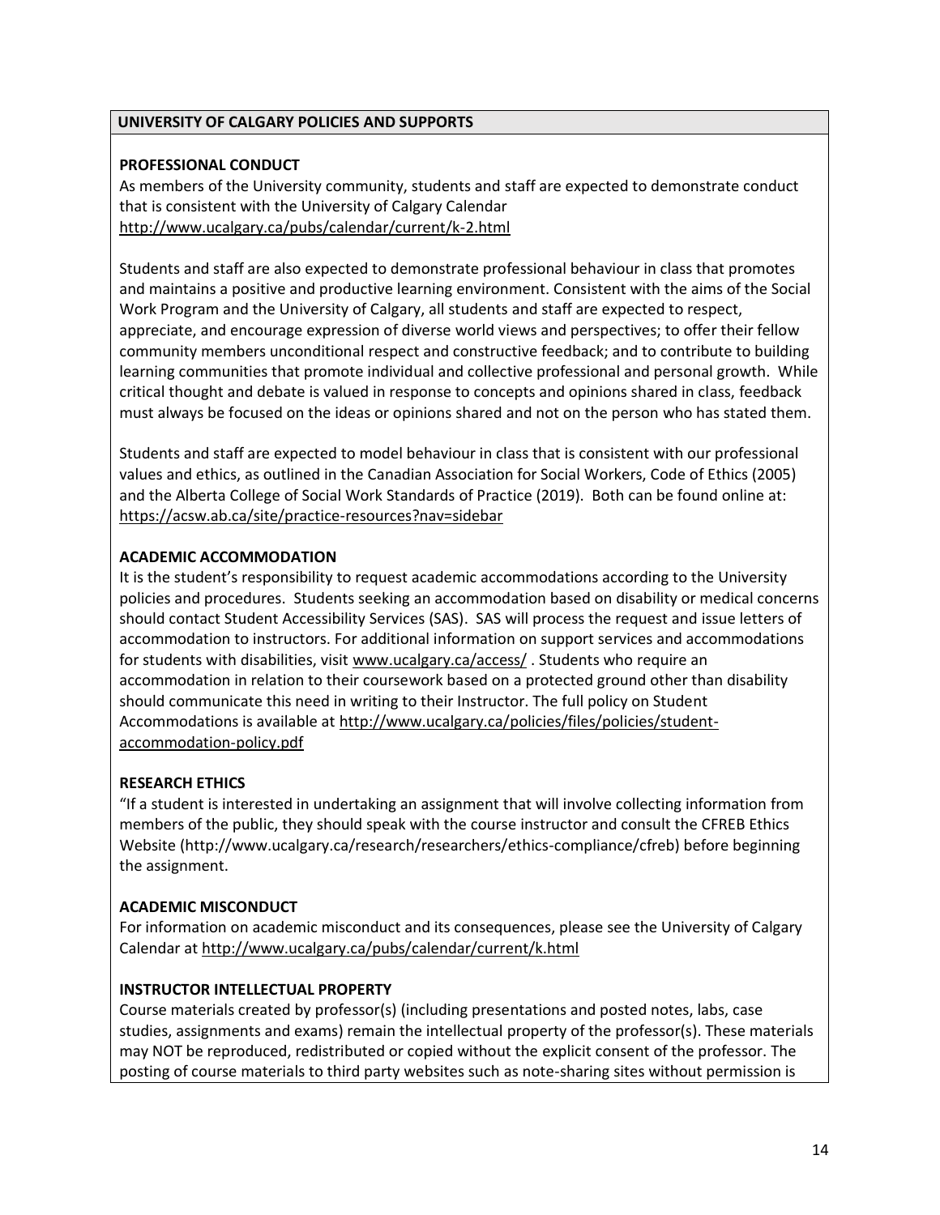## UNIVERSITY OF CALGARY POLICIES AND SUPPORTS

### PROFESSIONAL CONDUCT

As members of the University community, students and staff are expected to demonstrate conduct that is consistent with the University of Calgary Calendar http://www.ucalgary.ca/pubs/calendar/current/k-2.html

Students and staff are also expected to demonstrate professional behaviour in class that promotes and maintains a positive and productive learning environment. Consistent with the aims of the Social Work Program and the University of Calgary, all students and staff are expected to respect, appreciate, and encourage expression of diverse world views and perspectives; to offer their fellow community members unconditional respect and constructive feedback; and to contribute to building learning communities that promote individual and collective professional and personal growth. While critical thought and debate is valued in response to concepts and opinions shared in class, feedback must always be focused on the ideas or opinions shared and not on the person who has stated them.

Students and staff are expected to model behaviour in class that is consistent with our professional values and ethics, as outlined in the Canadian Association for Social Workers, Code of Ethics (2005) and the Alberta College of Social Work Standards of Practice (2019). Both can be found online at: https://acsw.ab.ca/site/practice-resources?nav=sidebar

### ACADEMIC ACCOMMODATION

It is the student's responsibility to request academic accommodations according to the University policies and procedures. Students seeking an accommodation based on disability or medical concerns should contact Student Accessibility Services (SAS). SAS will process the request and issue letters of accommodation to instructors. For additional information on support services and accommodations for students with disabilities, visit www.ucalgary.ca/access/ . Students who require an accommodation in relation to their coursework based on a protected ground other than disability should communicate this need in writing to their Instructor. The full policy on Student Accommodations is available at http://www.ucalgary.ca/policies/files/policies/student-accommodation-policy.pdf

### RESEARCH ETHICS

"If a student is interested in undertaking an assignment that will involve collecting information from members of the public, they should speak with the course instructor and consult the CFREB Ethics Website (http://www.ucalgary.ca/research/researchers/ethics-compliance/cfreb) before beginning the assignment.

### ACADEMIC MISCONDUCT

For information on academic misconduct and its consequences, please see the University of Calgary Calendar at http://www.ucalgary.ca/pubs/calendar/current/k.html

### INSTRUCTOR INTELLECTUAL PROPERTY

Course materials created by professor(s) (including presentations and posted notes, labs, case studies, assignments and exams) remain the intellectual property of the professor(s). These materials may NOT be reproduced, redistributed or copied without the explicit consent of the professor. The posting of course materials to third party websites such as note-sharing sites without permission is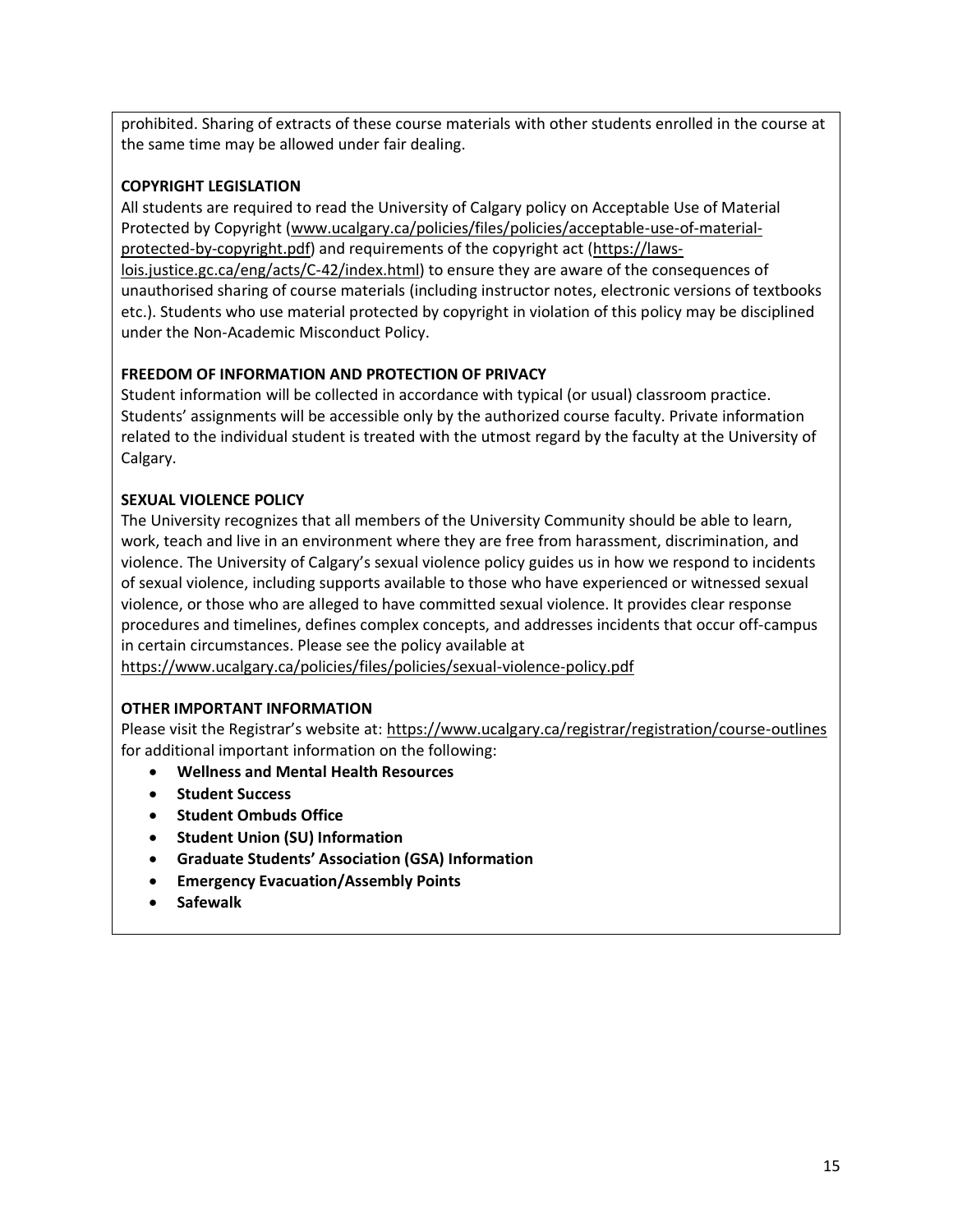prohibited. Sharing of extracts of these course materials with other students enrolled in the course at the same time may be allowed under fair dealing.

**COPYRIGHT LEGISLATION**

All students are required to read the University of Calgary policy on Acceptable Use of Material Protected by Copyright (www.ucalgary.ca/policies/files/policies/acceptable-use-of-material-protected-by-copyright.pdf) and requirements of the copyright act (https://laws-lois.justice.gc.ca/eng/acts/C-42/index.html) to ensure they are aware of the consequences of unauthorised sharing of course materials (including instructor notes, electronic versions of textbooks etc.). Students who use material protected by copyright in violation of this policy may be disciplined under the Non-Academic Misconduct Policy.

**FREEDOM OF INFORMATION AND PROTECTION OF PRIVACY**

Student information will be collected in accordance with typical (or usual) classroom practice. Students' assignments will be accessible only by the authorized course faculty. Private information related to the individual student is treated with the utmost regard by the faculty at the University of Calgary.

**SEXUAL VIOLENCE POLICY**

The University recognizes that all members of the University Community should be able to learn, work, teach and live in an environment where they are free from harassment, discrimination, and violence. The University of Calgary's sexual violence policy guides us in how we respond to incidents of sexual violence, including supports available to those who have experienced or witnessed sexual violence, or those who are alleged to have committed sexual violence. It provides clear response procedures and timelines, defines complex concepts, and addresses incidents that occur off-campus in certain circumstances. Please see the policy available at https://www.ucalgary.ca/policies/files/policies/sexual-violence-policy.pdf

**OTHER IMPORTANT INFORMATION**

Please visit the Registrar's website at: https://www.ucalgary.ca/registrar/registration/course-outlines for additional important information on the following:

- **Wellness and Mental Health Resources**
- **Student Success**
- **Student Ombuds Office**
- **Student Union (SU) Information**
- **Graduate Students' Association (GSA) Information**
- **Emergency Evacuation/Assembly Points**
- **Safewalk**